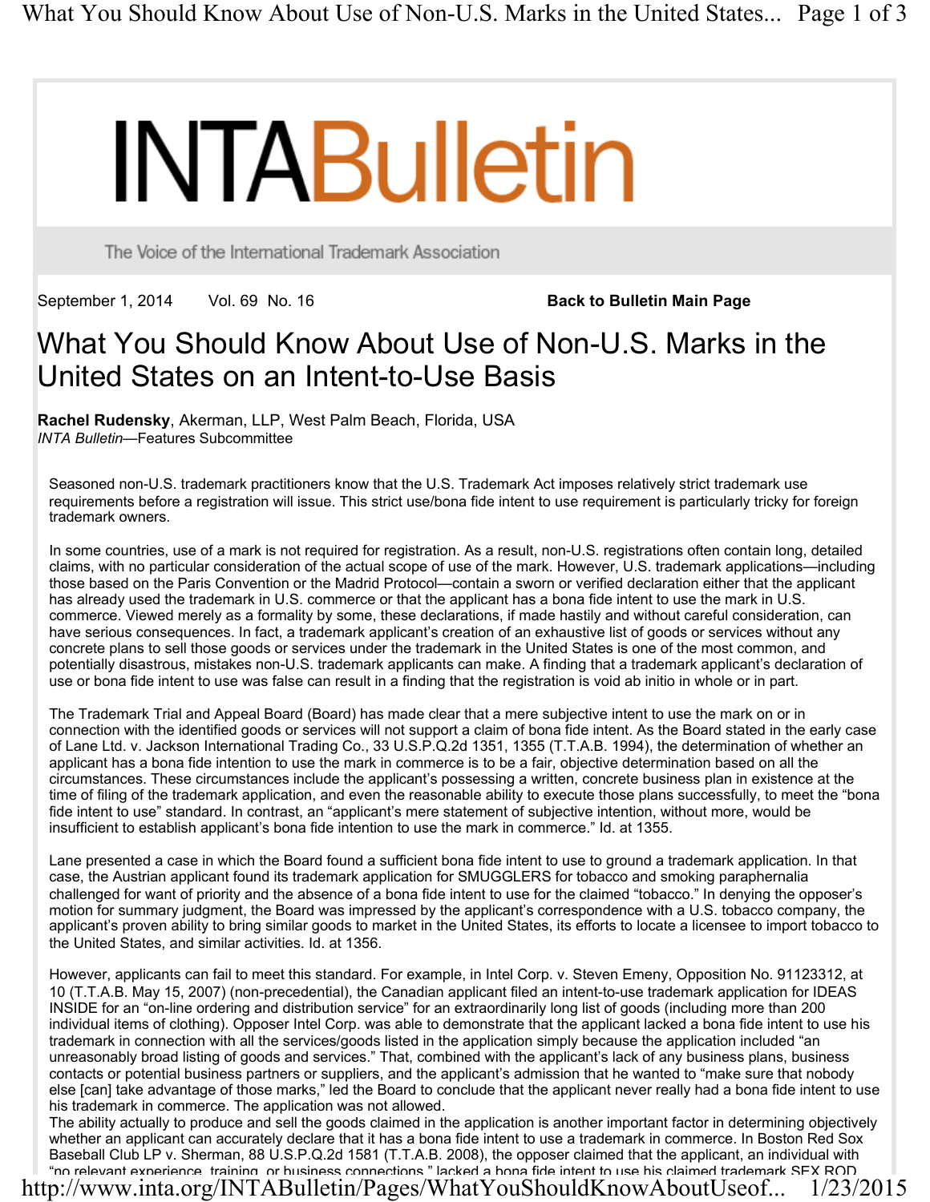# INTABulletin

The Voice of the International Trademark Association

September 1, 2014 Vol. 69 No. 16 **Back to Bulletin Main Page**

# What You Should Know About Use of Non-U.S. Marks in the United States on an Intent-to-Use Basis

**Rachel Rudensky**, Akerman, LLP, West Palm Beach, Florida, USA
*INTA Bulletin*—Features Subcommittee

Seasoned non-U.S. trademark practitioners know that the U.S. Trademark Act imposes relatively strict trademark use requirements before a registration will issue. This strict use/bona fide intent to use requirement is particularly tricky for foreign trademark owners.

In some countries, use of a mark is not required for registration. As a result, non-U.S. registrations often contain long, detailed claims, with no particular consideration of the actual scope of use of the mark. However, U.S. trademark applications—including those based on the Paris Convention or the Madrid Protocol—contain a sworn or verified declaration either that the applicant has already used the trademark in U.S. commerce or that the applicant has a bona fide intent to use the mark in U.S. commerce. Viewed merely as a formality by some, these declarations, if made hastily and without careful consideration, can have serious consequences. In fact, a trademark applicant's creation of an exhaustive list of goods or services without any concrete plans to sell those goods or services under the trademark in the United States is one of the most common, and potentially disastrous, mistakes non-U.S. trademark applicants can make. A finding that a trademark applicant's declaration of use or bona fide intent to use was false can result in a finding that the registration is void ab initio in whole or in part.

The Trademark Trial and Appeal Board (Board) has made clear that a mere subjective intent to use the mark on or in connection with the identified goods or services will not support a claim of bona fide intent. As the Board stated in the early case of Lane Ltd. v. Jackson International Trading Co., 33 U.S.P.Q.2d 1351, 1355 (T.T.A.B. 1994), the determination of whether an applicant has a bona fide intention to use the mark in commerce is to be a fair, objective determination based on all the circumstances. These circumstances include the applicant's possessing a written, concrete business plan in existence at the time of filing of the trademark application, and even the reasonable ability to execute those plans successfully, to meet the "bona fide intent to use" standard. In contrast, an "applicant's mere statement of subjective intention, without more, would be insufficient to establish applicant's bona fide intention to use the mark in commerce." Id. at 1355.

Lane presented a case in which the Board found a sufficient bona fide intent to use to ground a trademark application. In that case, the Austrian applicant found its trademark application for SMUGGLERS for tobacco and smoking paraphernalia challenged for want of priority and the absence of a bona fide intent to use for the claimed "tobacco." In denying the opposer's motion for summary judgment, the Board was impressed by the applicant's correspondence with a U.S. tobacco company, the applicant's proven ability to bring similar goods to market in the United States, its efforts to locate a licensee to import tobacco to the United States, and similar activities. Id. at 1356.

However, applicants can fail to meet this standard. For example, in Intel Corp. v. Steven Emeny, Opposition No. 91123312, at 10 (T.T.A.B. May 15, 2007) (non-precedential), the Canadian applicant filed an intent-to-use trademark application for IDEAS INSIDE for an "on-line ordering and distribution service" for an extraordinarily long list of goods (including more than 200 individual items of clothing). Opposer Intel Corp. was able to demonstrate that the applicant lacked a bona fide intent to use his trademark in connection with all the services/goods listed in the application simply because the application included "an unreasonably broad listing of goods and services." That, combined with the applicant's lack of any business plans, business contacts or potential business partners or suppliers, and the applicant's admission that he wanted to "make sure that nobody else [can] take advantage of those marks," led the Board to conclude that the applicant never really had a bona fide intent to use his trademark in commerce. The application was not allowed.

The ability actually to produce and sell the goods claimed in the application is another important factor in determining objectively whether an applicant can accurately declare that it has a bona fide intent to use a trademark in commerce. In Boston Red Sox Baseball Club LP v. Sherman, 88 U.S.P.Q.2d 1581 (T.T.A.B. 2008), the opposer claimed that the applicant, an individual with "no relevant experience, training, or business connections," lacked a bona fide intent to use his claimed trademark SEX ROD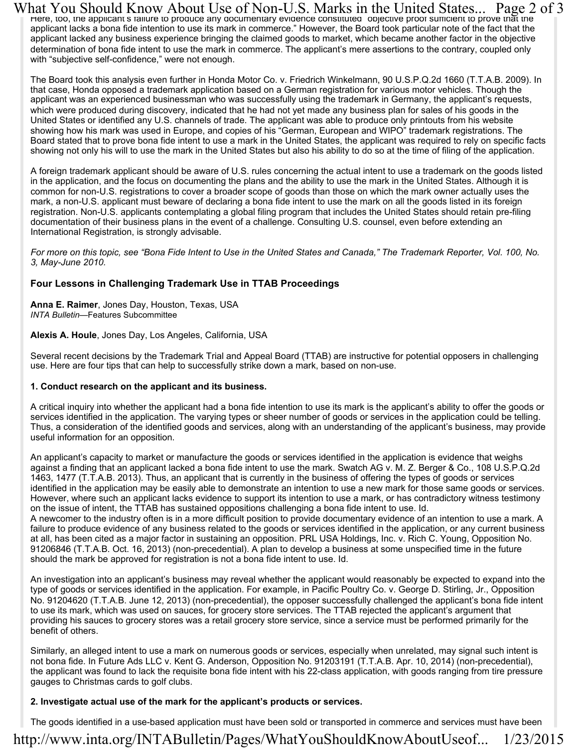Here, too, the applicant's failure to produce any documentary evidence constituted "objective proof sufficient to prove that the applicant lacks a bona fide intention to use its mark in commerce." However, the Board took particular note of the fact that the applicant lacked any business experience bringing the claimed goods to market, which became another factor in the objective determination of bona fide intent to use the mark in commerce. The applicant's mere assertions to the contrary, coupled only with "subjective self-confidence," were not enough.

The Board took this analysis even further in Honda Motor Co. v. Friedrich Winkelmann, 90 U.S.P.Q.2d 1660 (T.T.A.B. 2009). In that case, Honda opposed a trademark application based on a German registration for various motor vehicles. Though the applicant was an experienced businessman who was successfully using the trademark in Germany, the applicant's requests, which were produced during discovery, indicated that he had not yet made any business plan for sales of his goods in the United States or identified any U.S. channels of trade. The applicant was able to produce only printouts from his website showing how his mark was used in Europe, and copies of his "German, European and WIPO" trademark registrations. The Board stated that to prove bona fide intent to use a mark in the United States, the applicant was required to rely on specific facts showing not only his will to use the mark in the United States but also his ability to do so at the time of filing of the application.

A foreign trademark applicant should be aware of U.S. rules concerning the actual intent to use a trademark on the goods listed in the application, and the focus on documenting the plans and the ability to use the mark in the United States. Although it is common for non-U.S. registrations to cover a broader scope of goods than those on which the mark owner actually uses the mark, a non-U.S. applicant must beware of declaring a bona fide intent to use the mark on all the goods listed in its foreign registration. Non-U.S. applicants contemplating a global filing program that includes the United States should retain pre-filing documentation of their business plans in the event of a challenge. Consulting U.S. counsel, even before extending an International Registration, is strongly advisable.

*For more on this topic, see "Bona Fide Intent to Use in the United States and Canada," The Trademark Reporter, Vol. 100, No. 3, May-June 2010.*

### Four Lessons in Challenging Trademark Use in TTAB Proceedings

**Anna E. Raimer**, Jones Day, Houston, Texas, USA
*INTA Bulletin*—Features Subcommittee

**Alexis A. Houle**, Jones Day, Los Angeles, California, USA

Several recent decisions by the Trademark Trial and Appeal Board (TTAB) are instructive for potential opposers in challenging use. Here are four tips that can help to successfully strike down a mark, based on non-use.

**1. Conduct research on the applicant and its business.**

A critical inquiry into whether the applicant had a bona fide intention to use its mark is the applicant's ability to offer the goods or services identified in the application. The varying types or sheer number of goods or services in the application could be telling. Thus, a consideration of the identified goods and services, along with an understanding of the applicant's business, may provide useful information for an opposition.

An applicant's capacity to market or manufacture the goods or services identified in the application is evidence that weighs against a finding that an applicant lacked a bona fide intent to use the mark. Swatch AG v. M. Z. Berger & Co., 108 U.S.P.Q.2d 1463, 1477 (T.T.A.B. 2013). Thus, an applicant that is currently in the business of offering the types of goods or services identified in the application may be easily able to demonstrate an intention to use a new mark for those same goods or services. However, where such an applicant lacks evidence to support its intention to use a mark, or has contradictory witness testimony on the issue of intent, the TTAB has sustained oppositions challenging a bona fide intent to use. Id.
A newcomer to the industry often is in a more difficult position to provide documentary evidence of an intention to use a mark. A failure to produce evidence of any business related to the goods or services identified in the application, or any current business at all, has been cited as a major factor in sustaining an opposition. PRL USA Holdings, Inc. v. Rich C. Young, Opposition No. 91206846 (T.T.A.B. Oct. 16, 2013) (non-precedential). A plan to develop a business at some unspecified time in the future should the mark be approved for registration is not a bona fide intent to use. Id.

An investigation into an applicant's business may reveal whether the applicant would reasonably be expected to expand into the type of goods or services identified in the application. For example, in Pacific Poultry Co. v. George D. Stirling, Jr., Opposition No. 91204620 (T.T.A.B. June 12, 2013) (non-precedential), the opposer successfully challenged the applicant's bona fide intent to use its mark, which was used on sauces, for grocery store services. The TTAB rejected the applicant's argument that providing his sauces to grocery stores was a retail grocery store service, since a service must be performed primarily for the benefit of others.

Similarly, an alleged intent to use a mark on numerous goods or services, especially when unrelated, may signal such intent is not bona fide. In Future Ads LLC v. Kent G. Anderson, Opposition No. 91203191 (T.T.A.B. Apr. 10, 2014) (non-precedential), the applicant was found to lack the requisite bona fide intent with his 22-class application, with goods ranging from tire pressure gauges to Christmas cards to golf clubs.

**2. Investigate actual use of the mark for the applicant's products or services.**

The goods identified in a use-based application must have been sold or transported in commerce and services must have been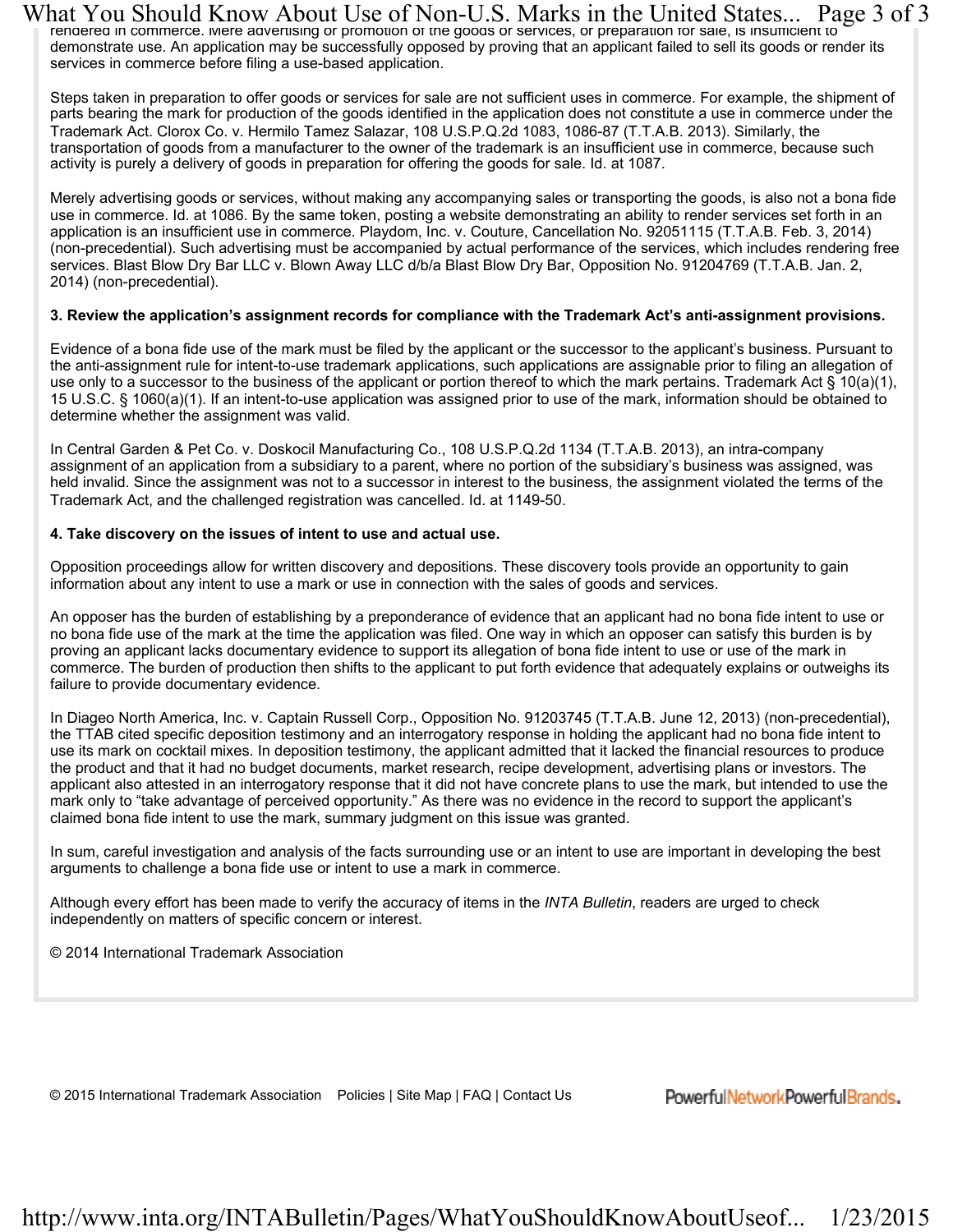rendered in commerce. Mere advertising or promotion of the goods or services, or preparation for sale, is insufficient to demonstrate use. An application may be successfully opposed by proving that an applicant failed to sell its goods or render its services in commerce before filing a use-based application.

Steps taken in preparation to offer goods or services for sale are not sufficient uses in commerce. For example, the shipment of parts bearing the mark for production of the goods identified in the application does not constitute a use in commerce under the Trademark Act. Clorox Co. v. Hermilo Tamez Salazar, 108 U.S.P.Q.2d 1083, 1086-87 (T.T.A.B. 2013). Similarly, the transportation of goods from a manufacturer to the owner of the trademark is an insufficient use in commerce, because such activity is purely a delivery of goods in preparation for offering the goods for sale. Id. at 1087.

Merely advertising goods or services, without making any accompanying sales or transporting the goods, is also not a bona fide use in commerce. Id. at 1086. By the same token, posting a website demonstrating an ability to render services set forth in an application is an insufficient use in commerce. Playdom, Inc. v. Couture, Cancellation No. 92051115 (T.T.A.B. Feb. 3, 2014) (non-precedential). Such advertising must be accompanied by actual performance of the services, which includes rendering free services. Blast Blow Dry Bar LLC v. Blown Away LLC d/b/a Blast Blow Dry Bar, Opposition No. 91204769 (T.T.A.B. Jan. 2, 2014) (non-precedential).

**3. Review the application's assignment records for compliance with the Trademark Act's anti-assignment provisions.**

Evidence of a bona fide use of the mark must be filed by the applicant or the successor to the applicant's business. Pursuant to the anti-assignment rule for intent-to-use trademark applications, such applications are assignable prior to filing an allegation of use only to a successor to the business of the applicant or portion thereof to which the mark pertains. Trademark Act § 10(a)(1), 15 U.S.C. § 1060(a)(1). If an intent-to-use application was assigned prior to use of the mark, information should be obtained to determine whether the assignment was valid.

In Central Garden & Pet Co. v. Doskocil Manufacturing Co., 108 U.S.P.Q.2d 1134 (T.T.A.B. 2013), an intra-company assignment of an application from a subsidiary to a parent, where no portion of the subsidiary's business was assigned, was held invalid. Since the assignment was not to a successor in interest to the business, the assignment violated the terms of the Trademark Act, and the challenged registration was cancelled. Id. at 1149-50.

**4. Take discovery on the issues of intent to use and actual use.**

Opposition proceedings allow for written discovery and depositions. These discovery tools provide an opportunity to gain information about any intent to use a mark or use in connection with the sales of goods and services.

An opposer has the burden of establishing by a preponderance of evidence that an applicant had no bona fide intent to use or no bona fide use of the mark at the time the application was filed. One way in which an opposer can satisfy this burden is by proving an applicant lacks documentary evidence to support its allegation of bona fide intent to use or use of the mark in commerce. The burden of production then shifts to the applicant to put forth evidence that adequately explains or outweighs its failure to provide documentary evidence.

In Diageo North America, Inc. v. Captain Russell Corp., Opposition No. 91203745 (T.T.A.B. June 12, 2013) (non-precedential), the TTAB cited specific deposition testimony and an interrogatory response in holding the applicant had no bona fide intent to use its mark on cocktail mixes. In deposition testimony, the applicant admitted that it lacked the financial resources to produce the product and that it had no budget documents, market research, recipe development, advertising plans or investors. The applicant also attested in an interrogatory response that it did not have concrete plans to use the mark, but intended to use the mark only to "take advantage of perceived opportunity." As there was no evidence in the record to support the applicant's claimed bona fide intent to use the mark, summary judgment on this issue was granted.

In sum, careful investigation and analysis of the facts surrounding use or an intent to use are important in developing the best arguments to challenge a bona fide use or intent to use a mark in commerce.

Although every effort has been made to verify the accuracy of items in the *INTA Bulletin*, readers are urged to check independently on matters of specific concern or interest.

© 2014 International Trademark Association

© 2015 International Trademark Association Policies | Site Map | FAQ | Contact Us

PowerfulNetworkPowerfulBrands.